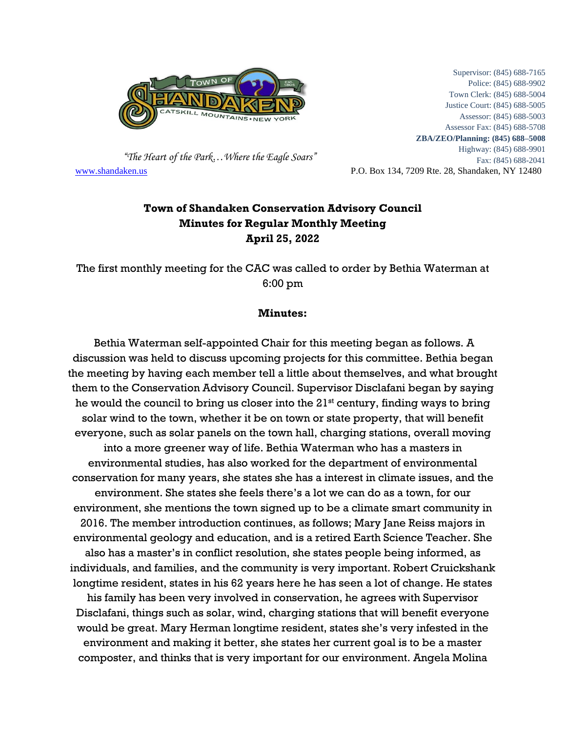"The Heart of the Park…Where the Eagle Soars"

www.shandaken.us

Supervisor: (845) 688-7165
Police: (845) 688-9902
Town Clerk: (845) 688-5004
Justice Court: (845) 688-5005
Assessor: (845) 688-5003
Assessor Fax: (845) 688-5708
**ZBA/ZEO/Planning: (845) 688–5008**
Highway: (845) 688-9901
Fax: (845) 688-2041

P.O. Box 134, 7209 Rte. 28, Shandaken, NY 12480

# Town of Shandaken Conservation Advisory Council
## Minutes for Regular Monthly Meeting
## April 25, 2022

The first monthly meeting for the CAC was called to order by Bethia Waterman at 6:00 pm

**Minutes:**

Bethia Waterman self-appointed Chair for this meeting began as follows. A discussion was held to discuss upcoming projects for this committee. Bethia began the meeting by having each member tell a little about themselves, and what brought them to the Conservation Advisory Council. Supervisor Disclafani began by saying he would the council to bring us closer into the 21st century, finding ways to bring solar wind to the town, whether it be on town or state property, that will benefit everyone, such as solar panels on the town hall, charging stations, overall moving into a more greener way of life. Bethia Waterman who has a masters in environmental studies, has also worked for the department of environmental conservation for many years, she states she has a interest in climate issues, and the environment. She states she feels there's a lot we can do as a town, for our environment, she mentions the town signed up to be a climate smart community in 2016. The member introduction continues, as follows; Mary Jane Reiss majors in environmental geology and education, and is a retired Earth Science Teacher. She also has a master's in conflict resolution, she states people being informed, as individuals, and families, and the community is very important. Robert Cruickshank longtime resident, states in his 62 years here he has seen a lot of change. He states his family has been very involved in conservation, he agrees with Supervisor Disclafani, things such as solar, wind, charging stations that will benefit everyone would be great. Mary Herman longtime resident, states she's very infested in the environment and making it better, she states her current goal is to be a master composter, and thinks that is very important for our environment. Angela Molina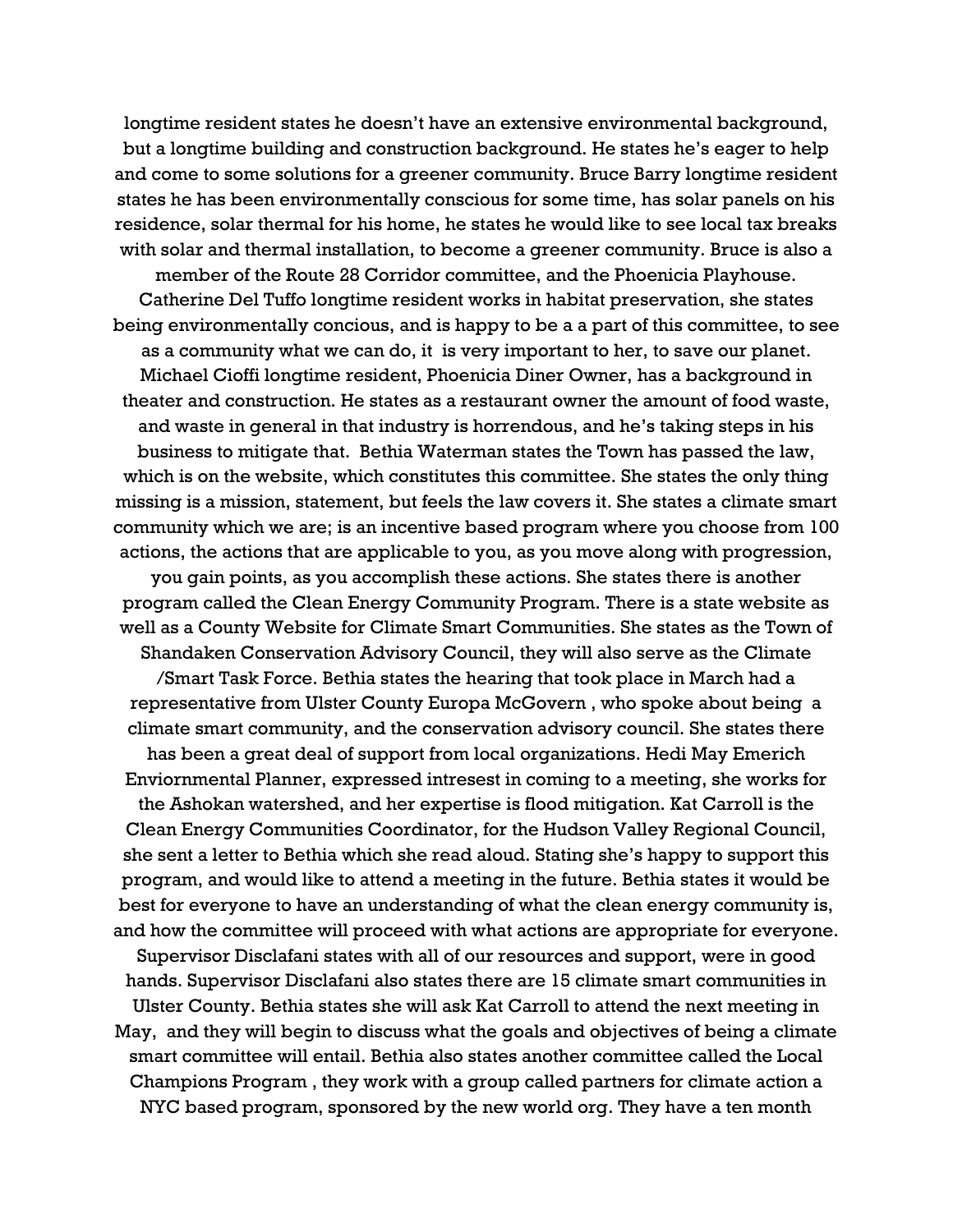longtime resident states he doesn't have an extensive environmental background, but a longtime building and construction background. He states he's eager to help and come to some solutions for a greener community. Bruce Barry longtime resident states he has been environmentally conscious for some time, has solar panels on his residence, solar thermal for his home, he states he would like to see local tax breaks with solar and thermal installation, to become a greener community. Bruce is also a member of the Route 28 Corridor committee, and the Phoenicia Playhouse. Catherine Del Tuffo longtime resident works in habitat preservation, she states being environmentally concious, and is happy to be a a part of this committee, to see as a community what we can do, it is very important to her, to save our planet. Michael Cioffi longtime resident, Phoenicia Diner Owner, has a background in theater and construction. He states as a restaurant owner the amount of food waste, and waste in general in that industry is horrendous, and he's taking steps in his business to mitigate that. Bethia Waterman states the Town has passed the law, which is on the website, which constitutes this committee. She states the only thing missing is a mission, statement, but feels the law covers it. She states a climate smart community which we are; is an incentive based program where you choose from 100 actions, the actions that are applicable to you, as you move along with progression, you gain points, as you accomplish these actions. She states there is another program called the Clean Energy Community Program. There is a state website as well as a County Website for Climate Smart Communities. She states as the Town of Shandaken Conservation Advisory Council, they will also serve as the Climate /Smart Task Force. Bethia states the hearing that took place in March had a representative from Ulster County Europa McGovern , who spoke about being a climate smart community, and the conservation advisory council. She states there has been a great deal of support from local organizations. Hedi May Emerich Enviornmental Planner, expressed intresest in coming to a meeting, she works for the Ashokan watershed, and her expertise is flood mitigation. Kat Carroll is the Clean Energy Communities Coordinator, for the Hudson Valley Regional Council, she sent a letter to Bethia which she read aloud. Stating she's happy to support this program, and would like to attend a meeting in the future. Bethia states it would be best for everyone to have an understanding of what the clean energy community is, and how the committee will proceed with what actions are appropriate for everyone. Supervisor Disclafani states with all of our resources and support, were in good hands. Supervisor Disclafani also states there are 15 climate smart communities in Ulster County. Bethia states she will ask Kat Carroll to attend the next meeting in May, and they will begin to discuss what the goals and objectives of being a climate smart committee will entail. Bethia also states another committee called the Local Champions Program , they work with a group called partners for climate action a NYC based program, sponsored by the new world org. They have a ten month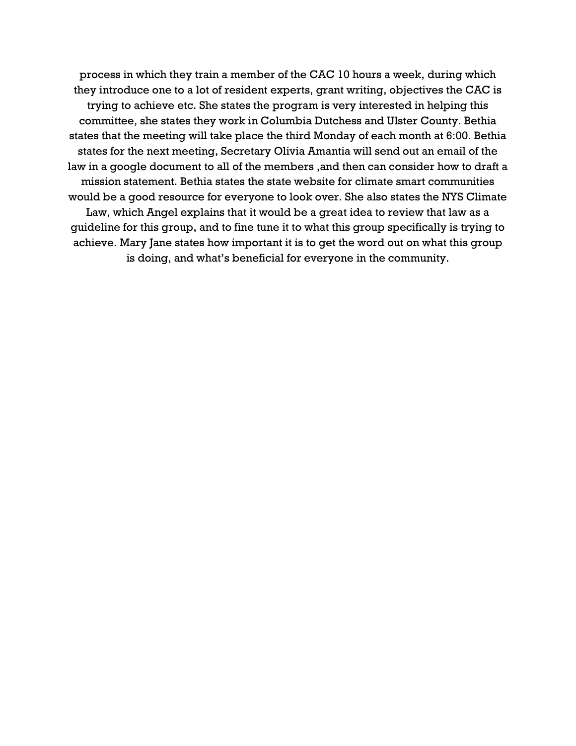process in which they train a member of the CAC 10 hours a week, during which they introduce one to a lot of resident experts, grant writing, objectives the CAC is trying to achieve etc. She states the program is very interested in helping this committee, she states they work in Columbia Dutchess and Ulster County. Bethia states that the meeting will take place the third Monday of each month at 6:00. Bethia states for the next meeting, Secretary Olivia Amantia will send out an email of the law in a google document to all of the members ,and then can consider how to draft a mission statement. Bethia states the state website for climate smart communities would be a good resource for everyone to look over. She also states the NYS Climate Law, which Angel explains that it would be a great idea to review that law as a guideline for this group, and to fine tune it to what this group specifically is trying to achieve. Mary Jane states how important it is to get the word out on what this group is doing, and what's beneficial for everyone in the community.